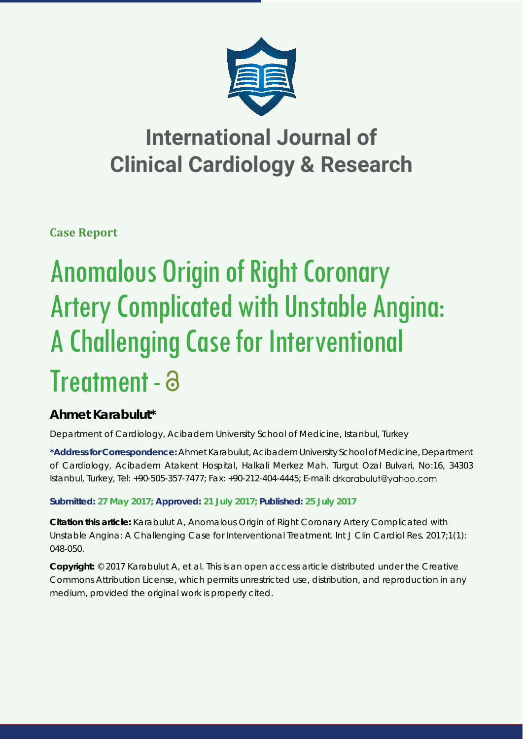# International Journal of Clinical Cardiology & Research

**Case Report**

# Anomalous Origin of Right Coronary Artery Complicated with Unstable Angina: A Challenging Case for Interventional Treatment - 

## Ahmet Karabulut*

Department of Cardiology, Acibadem University School of Medicine, Istanbul, Turkey

**\*Address for Correspondence:** Ahmet Karabulut, Acibadem University School of Medicine, Department of Cardiology, Acibadem Atakent Hospital, Halkali Merkez Mah. Turgut Ozal Bulvari, No:16, 34303 Istanbul, Turkey, Tel: +90-505-357-7477; Fax: +90-212-404-4445; E-mail: drkarabulut@yahoo.com

**Submitted: 27 May 2017; Approved: 21 July 2017; Published: 25 July 2017**

**Citation this article:** Karabulut A, Anomalous Origin of Right Coronary Artery Complicated with Unstable Angina: A Challenging Case for Interventional Treatment. Int J Clin Cardiol Res. 2017;1(1): 048-050.

**Copyright:** © 2017 Karabulut A, et al. This is an open access article distributed under the Creative Commons Attribution License, which permits unrestricted use, distribution, and reproduction in any medium, provided the original work is properly cited.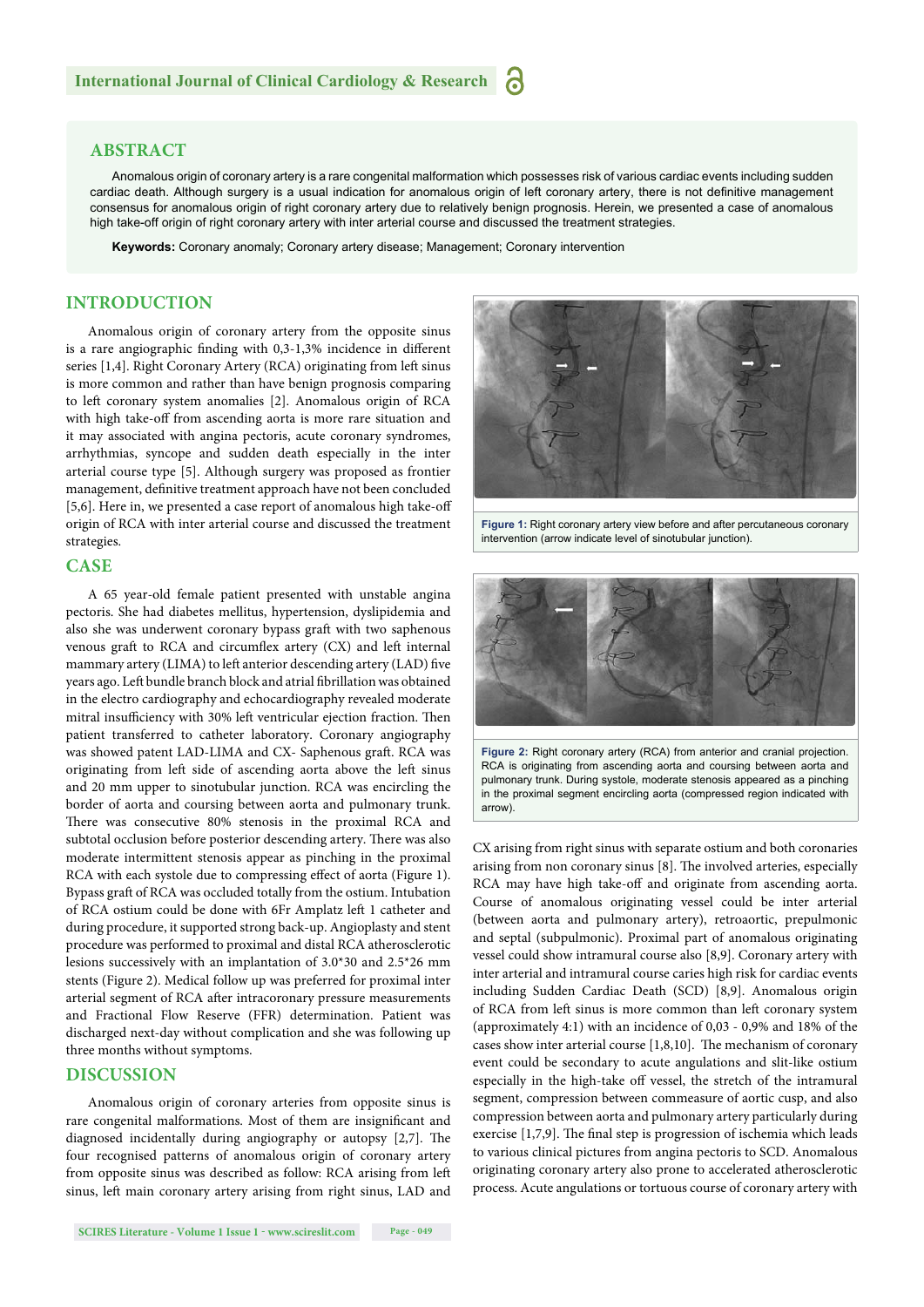## ABSTRACT

Anomalous origin of coronary artery is a rare congenital malformation which possesses risk of various cardiac events including sudden cardiac death. Although surgery is a usual indication for anomalous origin of left coronary artery, there is not definitive management consensus for anomalous origin of right coronary artery due to relatively benign prognosis. Herein, we presented a case of anomalous high take-off origin of right coronary artery with inter arterial course and discussed the treatment strategies.

**Keywords:** Coronary anomaly; Coronary artery disease; Management; Coronary intervention

## INTRODUCTION

Anomalous origin of coronary artery from the opposite sinus is a rare angiographic finding with 0,3-1,3% incidence in different series [1,4]. Right Coronary Artery (RCA) originating from left sinus is more common and rather than have benign prognosis comparing to left coronary system anomalies [2]. Anomalous origin of RCA with high take-off from ascending aorta is more rare situation and it may associated with angina pectoris, acute coronary syndromes, arrhythmias, syncope and sudden death especially in the inter arterial course type [5]. Although surgery was proposed as frontier management, definitive treatment approach have not been concluded [5,6]. Here in, we presented a case report of anomalous high take-off origin of RCA with inter arterial course and discussed the treatment strategies.

## CASE

A 65 year-old female patient presented with unstable angina pectoris. She had diabetes mellitus, hypertension, dyslipidemia and also she was underwent coronary bypass graft with two saphenous venous graft to RCA and circumflex artery (CX) and left internal mammary artery (LIMA) to left anterior descending artery (LAD) five years ago. Left bundle branch block and atrial fibrillation was obtained in the electro cardiography and echocardiography revealed moderate mitral insufficiency with 30% left ventricular ejection fraction. Then patient transferred to catheter laboratory. Coronary angiography was showed patent LAD-LIMA and CX- Saphenous graft. RCA was originating from left side of ascending aorta above the left sinus and 20 mm upper to sinotubular junction. RCA was encircling the border of aorta and coursing between aorta and pulmonary trunk. There was consecutive 80% stenosis in the proximal RCA and subtotal occlusion before posterior descending artery. There was also moderate intermittent stenosis appear as pinching in the proximal RCA with each systole due to compressing effect of aorta (Figure 1). Bypass graft of RCA was occluded totally from the ostium. Intubation of RCA ostium could be done with 6Fr Amplatz left 1 catheter and during procedure, it supported strong back-up. Angioplasty and stent procedure was performed to proximal and distal RCA atherosclerotic lesions successively with an implantation of 3.0*30 and 2.5*26 mm stents (Figure 2). Medical follow up was preferred for proximal inter arterial segment of RCA after intracoronary pressure measurements and Fractional Flow Reserve (FFR) determination. Patient was discharged next-day without complication and she was following up three months without symptoms.

**Figure 1:** Right coronary artery view before and after percutaneous coronary intervention (arrow indicate level of sinotubular junction).

**Figure 2:** Right coronary artery (RCA) from anterior and cranial projection. RCA is originating from ascending aorta and coursing between aorta and pulmonary trunk. During systole, moderate stenosis appeared as a pinching in the proximal segment encircling aorta (compressed region indicated with arrow).

## DISCUSSION

Anomalous origin of coronary arteries from opposite sinus is rare congenital malformations. Most of them are insignificant and diagnosed incidentally during angiography or autopsy [2,7]. The four recognised patterns of anomalous origin of coronary artery from opposite sinus was described as follow: RCA arising from left sinus, left main coronary artery arising from right sinus, LAD and CX arising from right sinus with separate ostium and both coronaries arising from non coronary sinus [8]. The involved arteries, especially RCA may have high take-off and originate from ascending aorta. Course of anomalous originating vessel could be inter arterial (between aorta and pulmonary artery), retroaortic, prepulmonic and septal (subpulmonic). Proximal part of anomalous originating vessel could show intramural course also [8,9]. Coronary artery with inter arterial and intramural course caries high risk for cardiac events including Sudden Cardiac Death (SCD) [8,9]. Anomalous origin of RCA from left sinus is more common than left coronary system (approximately 4:1) with an incidence of 0,03 - 0,9% and 18% of the cases show inter arterial course [1,8,10]. The mechanism of coronary event could be secondary to acute angulations and slit-like ostium especially in the high-take off vessel, the stretch of the intramural segment, compression between commeasure of aortic cusp, and also compression between aorta and pulmonary artery particularly during exercise [1,7,9]. The final step is progression of ischemia which leads to various clinical pictures from angina pectoris to SCD. Anomalous originating coronary artery also prone to accelerated atherosclerotic process. Acute angulations or tortuous course of coronary artery with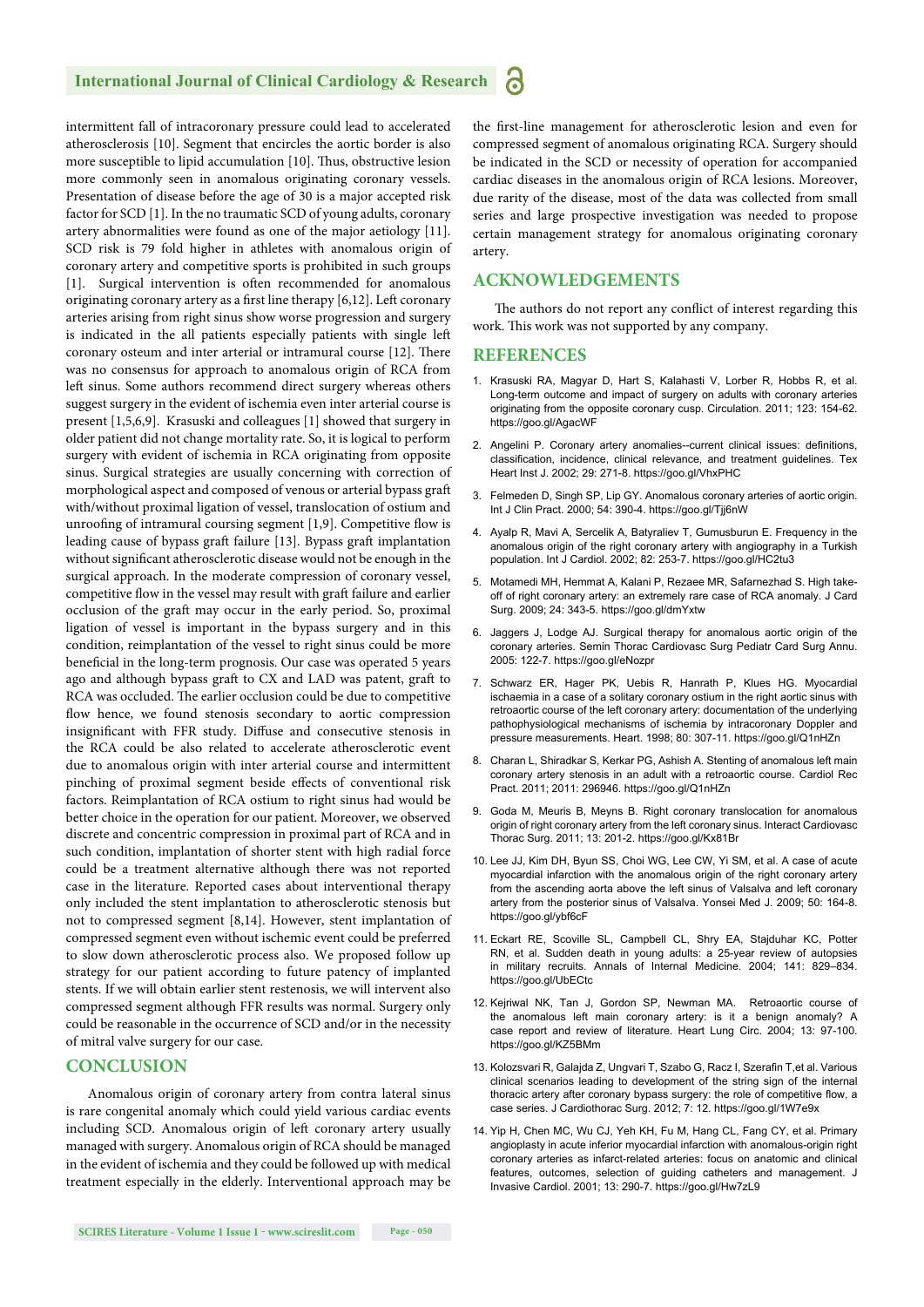intermittent fall of intracoronary pressure could lead to accelerated atherosclerosis [10]. Segment that encircles the aortic border is also more susceptible to lipid accumulation [10]. Thus, obstructive lesion more commonly seen in anomalous originating coronary vessels. Presentation of disease before the age of 30 is a major accepted risk factor for SCD [1]. In the no traumatic SCD of young adults, coronary artery abnormalities were found as one of the major aetiology [11]. SCD risk is 79 fold higher in athletes with anomalous origin of coronary artery and competitive sports is prohibited in such groups [1]. Surgical intervention is often recommended for anomalous originating coronary artery as a first line therapy [6,12]. Left coronary arteries arising from right sinus show worse progression and surgery is indicated in the all patients especially patients with single left coronary osteum and inter arterial or intramural course [12]. There was no consensus for approach to anomalous origin of RCA from left sinus. Some authors recommend direct surgery whereas others suggest surgery in the evident of ischemia even inter arterial course is present [1,5,6,9]. Krasuski and colleagues [1] showed that surgery in older patient did not change mortality rate. So, it is logical to perform surgery with evident of ischemia in RCA originating from opposite sinus. Surgical strategies are usually concerning with correction of morphological aspect and composed of venous or arterial bypass graft with/without proximal ligation of vessel, translocation of ostium and unroofing of intramural coursing segment [1,9]. Competitive flow is leading cause of bypass graft failure [13]. Bypass graft implantation without significant atherosclerotic disease would not be enough in the surgical approach. In the moderate compression of coronary vessel, competitive flow in the vessel may result with graft failure and earlier occlusion of the graft may occur in the early period. So, proximal ligation of vessel is important in the bypass surgery and in this condition, reimplantation of the vessel to right sinus could be more beneficial in the long-term prognosis. Our case was operated 5 years ago and although bypass graft to CX and LAD was patent, graft to RCA was occluded. The earlier occlusion could be due to competitive flow hence, we found stenosis secondary to aortic compression insignificant with FFR study. Diffuse and consecutive stenosis in the RCA could be also related to accelerate atherosclerotic event due to anomalous origin with inter arterial course and intermittent pinching of proximal segment beside effects of conventional risk factors. Reimplantation of RCA ostium to right sinus had would be better choice in the operation for our patient. Moreover, we observed discrete and concentric compression in proximal part of RCA and in such condition, implantation of shorter stent with high radial force could be a treatment alternative although there was not reported case in the literature. Reported cases about interventional therapy only included the stent implantation to atherosclerotic stenosis but not to compressed segment [8,14]. However, stent implantation of compressed segment even without ischemic event could be preferred to slow down atherosclerotic process also. We proposed follow up strategy for our patient according to future patency of implanted stents. If we will obtain earlier stent restenosis, we will intervent also compressed segment although FFR results was normal. Surgery only could be reasonable in the occurrence of SCD and/or in the necessity of mitral valve surgery for our case.

## CONCLUSION

Anomalous origin of coronary artery from contra lateral sinus is rare congenital anomaly which could yield various cardiac events including SCD. Anomalous origin of left coronary artery usually managed with surgery. Anomalous origin of RCA should be managed in the evident of ischemia and they could be followed up with medical treatment especially in the elderly. Interventional approach may be the first-line management for atherosclerotic lesion and even for compressed segment of anomalous originating RCA. Surgery should be indicated in the SCD or necessity of operation for accompanied cardiac diseases in the anomalous origin of RCA lesions. Moreover, due rarity of the disease, most of the data was collected from small series and large prospective investigation was needed to propose certain management strategy for anomalous originating coronary artery.

## ACKNOWLEDGEMENTS

The authors do not report any conflict of interest regarding this work. This work was not supported by any company.

## REFERENCES

1. Krasuski RA, Magyar D, Hart S, Kalahasti V, Lorber R, Hobbs R, et al. Long-term outcome and impact of surgery on adults with coronary arteries originating from the opposite coronary cusp. Circulation. 2011; 123: 154-62. https://goo.gl/AgacWF
2. Angelini P. Coronary artery anomalies--current clinical issues: definitions, classification, incidence, clinical relevance, and treatment guidelines. Tex Heart Inst J. 2002; 29: 271-8. https://goo.gl/VhxPHC
3. Felmeden D, Singh SP, Lip GY. Anomalous coronary arteries of aortic origin. Int J Clin Pract. 2000; 54: 390-4. https://goo.gl/Tjj6nW
4. Ayalp R, Mavi A, Sercelik A, Batyraliev T, Gumusburun E. Frequency in the anomalous origin of the right coronary artery with angiography in a Turkish population. Int J Cardiol. 2002; 82: 253-7. https://goo.gl/HC2tu3
5. Motamedi MH, Hemmat A, Kalani P, Rezaee MR, Safarnezhad S. High take-off of right coronary artery: an extremely rare case of RCA anomaly. J Card Surg. 2009; 24: 343-5. https://goo.gl/dmYxtw
6. Jaggers J, Lodge AJ. Surgical therapy for anomalous aortic origin of the coronary arteries. Semin Thorac Cardiovasc Surg Pediatr Card Surg Annu. 2005: 122-7. https://goo.gl/eNozpr
7. Schwarz ER, Hager PK, Uebis R, Hanrath P, Klues HG. Myocardial ischaemia in a case of a solitary coronary ostium in the right aortic sinus with retroaortic course of the left coronary artery: documentation of the underlying pathophysiological mechanisms of ischemia by intracoronary Doppler and pressure measurements. Heart. 1998; 80: 307-11. https://goo.gl/Q1nHZn
8. Charan L, Shiradkar S, Kerkar PG, Ashish A. Stenting of anomalous left main coronary artery stenosis in an adult with a retroaortic course. Cardiol Rec Pract. 2011; 2011: 296946. https://goo.gl/Q1nHZn
9. Goda M, Meuris B, Meyns B. Right coronary translocation for anomalous origin of right coronary artery from the left coronary sinus. Interact Cardiovasc Thorac Surg. 2011; 13: 201-2. https://goo.gl/Kx81Br
10. Lee JJ, Kim DH, Byun SS, Choi WG, Lee CW, Yi SM, et al. A case of acute myocardial infarction with the anomalous origin of the right coronary artery from the ascending aorta above the left sinus of Valsalva and left coronary artery from the posterior sinus of Valsalva. Yonsei Med J. 2009; 50: 164-8. https://goo.gl/ybf6cF
11. Eckart RE, Scoville SL, Campbell CL, Shry EA, Stajduhar KC, Potter RN, et al. Sudden death in young adults: a 25-year review of autopsies in military recruits. Annals of Internal Medicine. 2004; 141: 829–834. https://goo.gl/UbECtc
12. Kejriwal NK, Tan J, Gordon SP, Newman MA. Retroaortic course of the anomalous left main coronary artery: is it a benign anomaly? A case report and review of literature. Heart Lung Circ. 2004; 13: 97-100. https://goo.gl/KZ5BMm
13. Kolozsvari R, Galajda Z, Ungvari T, Szabo G, Racz I, Szerafin T,et al. Various clinical scenarios leading to development of the string sign of the internal thoracic artery after coronary bypass surgery: the role of competitive flow, a case series. J Cardiothorac Surg. 2012; 7: 12. https://goo.gl/1W7e9x
14. Yip H, Chen MC, Wu CJ, Yeh KH, Fu M, Hang CL, Fang CY, et al. Primary angioplasty in acute inferior myocardial infarction with anomalous-origin right coronary arteries as infarct-related arteries: focus on anatomic and clinical features, outcomes, selection of guiding catheters and management. J Invasive Cardiol. 2001; 13: 290-7. https://goo.gl/Hw7zL9